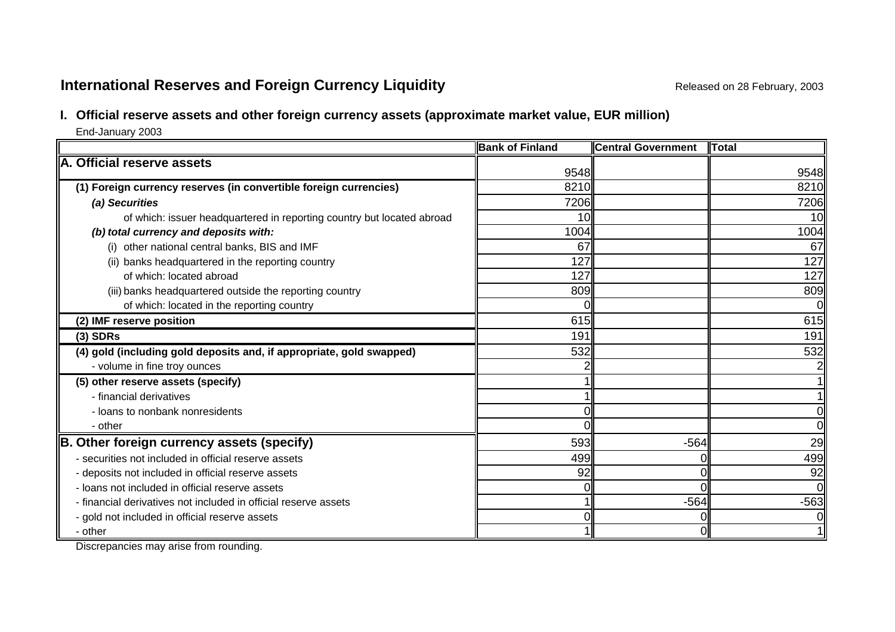## International Reserves and Foreign Currency Liquidity

Released on 28 February, 2003

### I. Official reserve assets and other foreign currency assets (approximate market value, EUR million)

End-January 2003

| | Bank of Finland | Central Government | Total |
|---|---|---|---|
| **A. Official reserve assets** | 9548 | | 9548 |
| **(1) Foreign currency reserves (in convertible foreign currencies)** | 8210 | | 8210 |
| ***(a) Securities*** | 7206 | | 7206 |
| of which: issuer headquartered in reporting country but located abroad | 10 | | 10 |
| ***(b) total currency and deposits with:*** | 1004 | | 1004 |
| (i) other national central banks, BIS and IMF | 67 | | 67 |
| (ii) banks headquartered in the reporting country | 127 | | 127 |
| of which: located abroad | 127 | | 127 |
| (iii) banks headquartered outside the reporting country | 809 | | 809 |
| of which: located in the reporting country | 0 | | 0 |
| **(2) IMF reserve position** | 615 | | 615 |
| **(3) SDRs** | 191 | | 191 |
| **(4) gold (including gold deposits and, if appropriate, gold swapped)** | 532 | | 532 |
| - volume in fine troy ounces | 2 | | 2 |
| **(5) other reserve assets (specify)** | 1 | | 1 |
| - financial derivatives | 1 | | 1 |
| - loans to nonbank nonresidents | 0 | | 0 |
| - other | 0 | | 0 |
| **B. Other foreign currency assets (specify)** | 593 | -564 | 29 |
| - securities not included in official reserve assets | 499 | 0 | 499 |
| - deposits not included in official reserve assets | 92 | 0 | 92 |
| - loans not included in official reserve assets | 0 | 0 | 0 |
| - financial derivatives not included in official reserve assets | 1 | -564 | -563 |
| - gold not included in official reserve assets | 0 | 0 | 0 |
| - other | 1 | 0 | 1 |

Discrepancies may arise from rounding.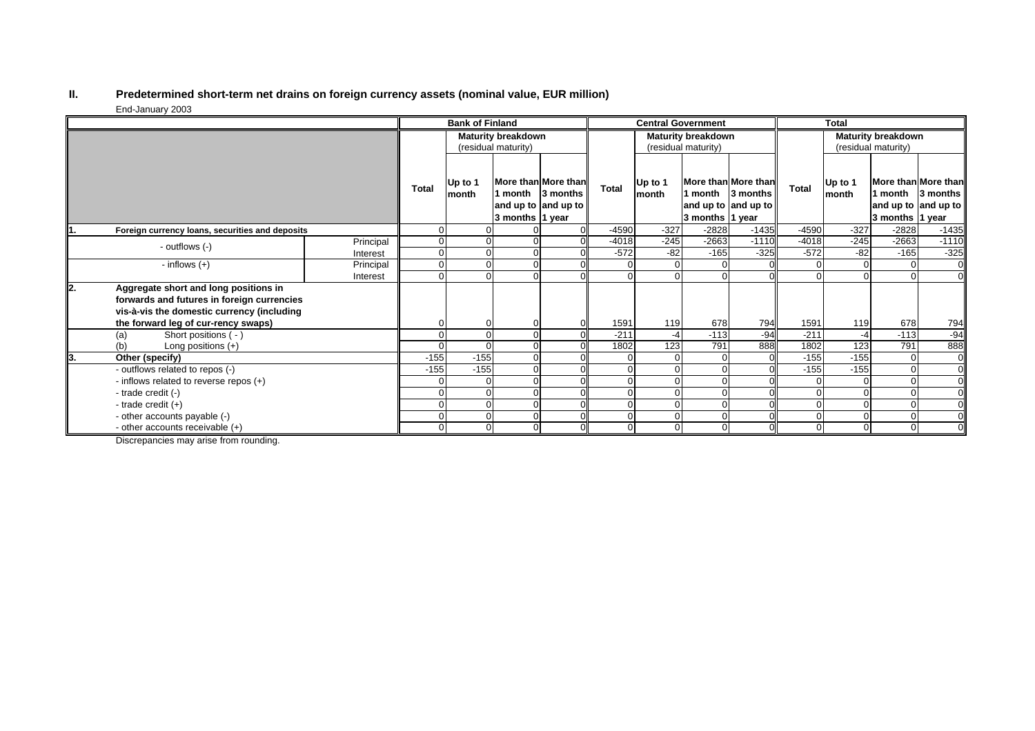## II. Predetermined short-term net drains on foreign currency assets (nominal value, EUR million)

End-January 2003

| | | Bank of Finland | | | | Central Government | | | | Total | | | |
|---|---|---|---|---|---|---|---|---|---|---|---|---|---|
| | | | Maturity breakdown (residual maturity) | | | | Maturity breakdown (residual maturity) | | | | Maturity breakdown (residual maturity) | | |
| | | Total | Up to 1 month | More than 1 month and up to 3 months | More than 3 months and up to 1 year | Total | Up to 1 month | More than 1 month and up to 3 months | More than 3 months and up to 1 year | Total | Up to 1 month | More than 1 month and up to 3 months | More than 3 months and up to 1 year |
| **1. Foreign currency loans, securities and deposits** | | 0 | 0 | 0 | 0 | -4590 | -327 | -2828 | -1435 | -4590 | -327 | -2828 | -1435 |
| - outflows (-) | Principal | 0 | 0 | 0 | 0 | -4018 | -245 | -2663 | -1110 | -4018 | -245 | -2663 | -1110 |
| | Interest | 0 | 0 | 0 | 0 | -572 | -82 | -165 | -325 | -572 | -82 | -165 | -325 |
| - inflows (+) | Principal | 0 | 0 | 0 | 0 | 0 | 0 | 0 | 0 | 0 | 0 | 0 | 0 |
| | Interest | 0 | 0 | 0 | 0 | 0 | 0 | 0 | 0 | 0 | 0 | 0 | 0 |
| **2. Aggregate short and long positions in forwards and futures in foreign currencies vis-à-vis the domestic currency (including the forward leg of cur-rency swaps)** | | 0 | 0 | 0 | 0 | 1591 | 119 | 678 | 794 | 1591 | 119 | 678 | 794 |
| (a) Short positions ( - ) | | 0 | 0 | 0 | 0 | -211 | -4 | -113 | -94 | -211 | -4 | -113 | -94 |
| (b) Long positions (+) | | 0 | 0 | 0 | 0 | 1802 | 123 | 791 | 888 | 1802 | 123 | 791 | 888 |
| **3. Other (specify)** | | -155 | -155 | 0 | 0 | 0 | 0 | 0 | 0 | -155 | -155 | 0 | 0 |
| - outflows related to repos (-) | | -155 | -155 | 0 | 0 | 0 | 0 | 0 | 0 | -155 | -155 | 0 | 0 |
| - inflows related to reverse repos (+) | | 0 | 0 | 0 | 0 | 0 | 0 | 0 | 0 | 0 | 0 | 0 | 0 |
| - trade credit (-) | | 0 | 0 | 0 | 0 | 0 | 0 | 0 | 0 | 0 | 0 | 0 | 0 |
| - trade credit (+) | | 0 | 0 | 0 | 0 | 0 | 0 | 0 | 0 | 0 | 0 | 0 | 0 |
| - other accounts payable (-) | | 0 | 0 | 0 | 0 | 0 | 0 | 0 | 0 | 0 | 0 | 0 | 0 |
| - other accounts receivable (+) | | 0 | 0 | 0 | 0 | 0 | 0 | 0 | 0 | 0 | 0 | 0 | 0 |

Discrepancies may arise from rounding.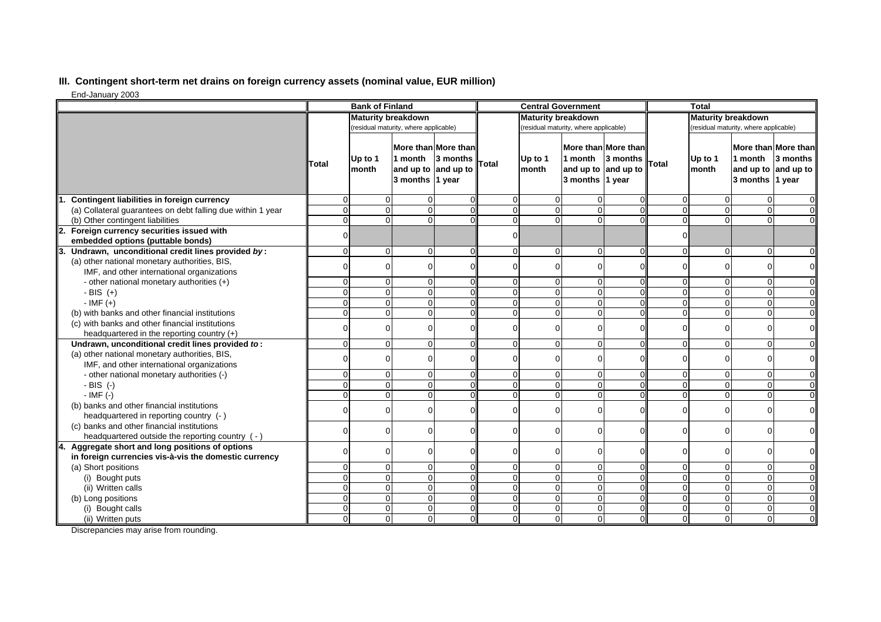## III. Contingent short-term net drains on foreign currency assets (nominal value, EUR million)

End-January 2003

| | Bank of Finland | | | | Central Government | | | | Total | | | |
|---|---|---|---|---|---|---|---|---|---|---|---|---|
| | | Maturity breakdown (residual maturity, where applicable) | | | | Maturity breakdown (residual maturity, where applicable) | | | | Maturity breakdown (residual maturity, where applicable) | | |
| | Total | Up to 1 month | More than 1 month and up to 3 months | More than 3 months and up to 1 year | Total | Up to 1 month | More than 1 month and up to 3 months | More than 3 months and up to 1 year | Total | Up to 1 month | More than 1 month and up to 3 months | More than 3 months and up to 1 year |
| **1. Contingent liabilities in foreign currency** | 0 | 0 | 0 | 0 | 0 | 0 | 0 | 0 | 0 | 0 | 0 | 0 |
| (a) Collateral guarantees on debt falling due within 1 year | 0 | 0 | 0 | 0 | 0 | 0 | 0 | 0 | 0 | 0 | 0 | 0 |
| (b) Other contingent liabilities | 0 | 0 | 0 | 0 | 0 | 0 | 0 | 0 | 0 | 0 | 0 | 0 |
| **2. Foreign currency securities issued with embedded options (puttable bonds)** | 0 | | | | 0 | | | | 0 | | | |
| **3. Undrawn, unconditional credit lines provided *by*:** | 0 | 0 | 0 | 0 | 0 | 0 | 0 | 0 | 0 | 0 | 0 | 0 |
| (a) other national monetary authorities, BIS, IMF, and other international organizations | 0 | 0 | 0 | 0 | 0 | 0 | 0 | 0 | 0 | 0 | 0 | 0 |
| - other national monetary authorities (+) | 0 | 0 | 0 | 0 | 0 | 0 | 0 | 0 | 0 | 0 | 0 | 0 |
| - BIS (+) | 0 | 0 | 0 | 0 | 0 | 0 | 0 | 0 | 0 | 0 | 0 | 0 |
| - IMF (+) | 0 | 0 | 0 | 0 | 0 | 0 | 0 | 0 | 0 | 0 | 0 | 0 |
| (b) with banks and other financial institutions | 0 | 0 | 0 | 0 | 0 | 0 | 0 | 0 | 0 | 0 | 0 | 0 |
| (c) with banks and other financial institutions headquartered in the reporting country (+) | 0 | 0 | 0 | 0 | 0 | 0 | 0 | 0 | 0 | 0 | 0 | 0 |
| **Undrawn, unconditional credit lines provided *to*:** | 0 | 0 | 0 | 0 | 0 | 0 | 0 | 0 | 0 | 0 | 0 | 0 |
| (a) other national monetary authorities, BIS, IMF, and other international organizations | 0 | 0 | 0 | 0 | 0 | 0 | 0 | 0 | 0 | 0 | 0 | 0 |
| - other national monetary authorities (-) | 0 | 0 | 0 | 0 | 0 | 0 | 0 | 0 | 0 | 0 | 0 | 0 |
| - BIS (-) | 0 | 0 | 0 | 0 | 0 | 0 | 0 | 0 | 0 | 0 | 0 | 0 |
| - IMF (-) | 0 | 0 | 0 | 0 | 0 | 0 | 0 | 0 | 0 | 0 | 0 | 0 |
| (b) banks and other financial institutions headquartered in reporting country (-) | 0 | 0 | 0 | 0 | 0 | 0 | 0 | 0 | 0 | 0 | 0 | 0 |
| (c) banks and other financial institutions headquartered outside the reporting country (-) | 0 | 0 | 0 | 0 | 0 | 0 | 0 | 0 | 0 | 0 | 0 | 0 |
| **4. Aggregate short and long positions of options in foreign currencies vis-à-vis the domestic currency** | 0 | 0 | 0 | 0 | 0 | 0 | 0 | 0 | 0 | 0 | 0 | 0 |
| (a) Short positions | 0 | 0 | 0 | 0 | 0 | 0 | 0 | 0 | 0 | 0 | 0 | 0 |
| (i) Bought puts | 0 | 0 | 0 | 0 | 0 | 0 | 0 | 0 | 0 | 0 | 0 | 0 |
| (ii) Written calls | 0 | 0 | 0 | 0 | 0 | 0 | 0 | 0 | 0 | 0 | 0 | 0 |
| (b) Long positions | 0 | 0 | 0 | 0 | 0 | 0 | 0 | 0 | 0 | 0 | 0 | 0 |
| (i) Bought calls | 0 | 0 | 0 | 0 | 0 | 0 | 0 | 0 | 0 | 0 | 0 | 0 |
| (ii) Written puts | 0 | 0 | 0 | 0 | 0 | 0 | 0 | 0 | 0 | 0 | 0 | 0 |

Discrepancies may arise from rounding.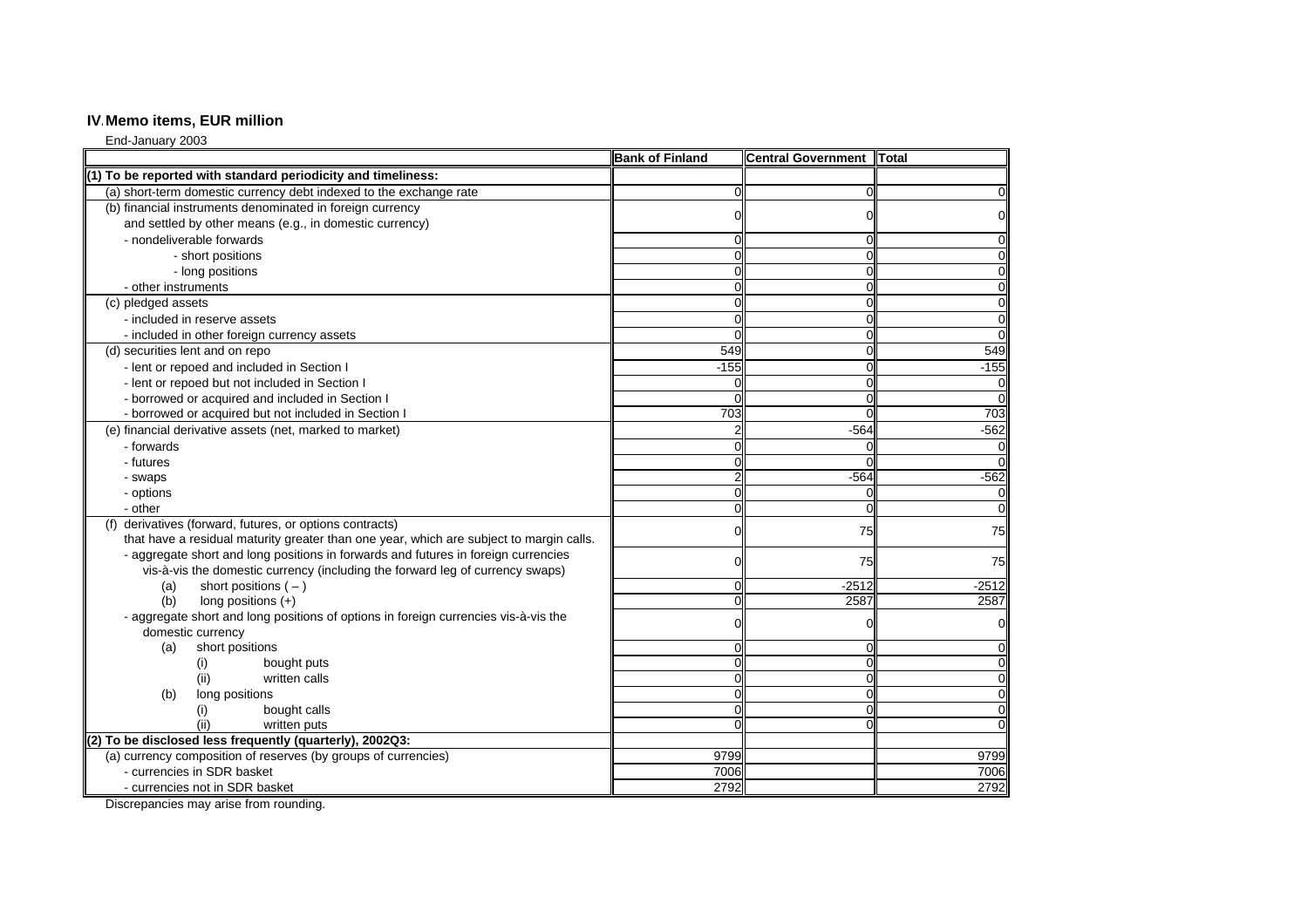## IV. Memo items, EUR million

End-January 2003

| | Bank of Finland | Central Government | Total |
|---|---|---|---|
| **(1) To be reported with standard periodicity and timeliness:** | | | |
| (a) short-term domestic currency debt indexed to the exchange rate | 0 | 0 | 0 |
| (b) financial instruments denominated in foreign currency and settled by other means (e.g., in domestic currency) | 0 | 0 | 0 |
| - nondeliverable forwards | 0 | 0 | 0 |
| - short positions | 0 | 0 | 0 |
| - long positions | 0 | 0 | 0 |
| - other instruments | 0 | 0 | 0 |
| (c) pledged assets | 0 | 0 | 0 |
| - included in reserve assets | 0 | 0 | 0 |
| - included in other foreign currency assets | 0 | 0 | 0 |
| (d) securities lent and on repo | 549 | 0 | 549 |
| - lent or repoed and included in Section I | -155 | 0 | -155 |
| - lent or repoed but not included in Section I | 0 | 0 | 0 |
| - borrowed or acquired and included in Section I | 0 | 0 | 0 |
| - borrowed or acquired but not included in Section I | 703 | 0 | 703 |
| (e) financial derivative assets (net, marked to market) | 2 | -564 | -562 |
| - forwards | 0 | 0 | 0 |
| - futures | 0 | 0 | 0 |
| - swaps | 2 | -564 | -562 |
| - options | 0 | 0 | 0 |
| - other | 0 | 0 | 0 |
| (f) derivatives (forward, futures, or options contracts) that have a residual maturity greater than one year, which are subject to margin calls. | 0 | 75 | 75 |
| - aggregate short and long positions in forwards and futures in foreign currencies vis-à-vis the domestic currency (including the forward leg of currency swaps) | 0 | 75 | 75 |
| (a) short positions ( – ) | 0 | -2512 | -2512 |
| (b) long positions (+) | 0 | 2587 | 2587 |
| - aggregate short and long positions of options in foreign currencies vis-à-vis the domestic currency | 0 | 0 | 0 |
| (a) short positions | 0 | 0 | 0 |
| (i) bought puts | 0 | 0 | 0 |
| (ii) written calls | 0 | 0 | 0 |
| (b) long positions | 0 | 0 | 0 |
| (i) bought calls | 0 | 0 | 0 |
| (ii) written puts | 0 | 0 | 0 |
| **(2) To be disclosed less frequently (quarterly), 2002Q3:** | | | |
| (a) currency composition of reserves (by groups of currencies) | 9799 | | 9799 |
| - currencies in SDR basket | 7006 | | 7006 |
| - currencies not in SDR basket | 2792 | | 2792 |

Discrepancies may arise from rounding.